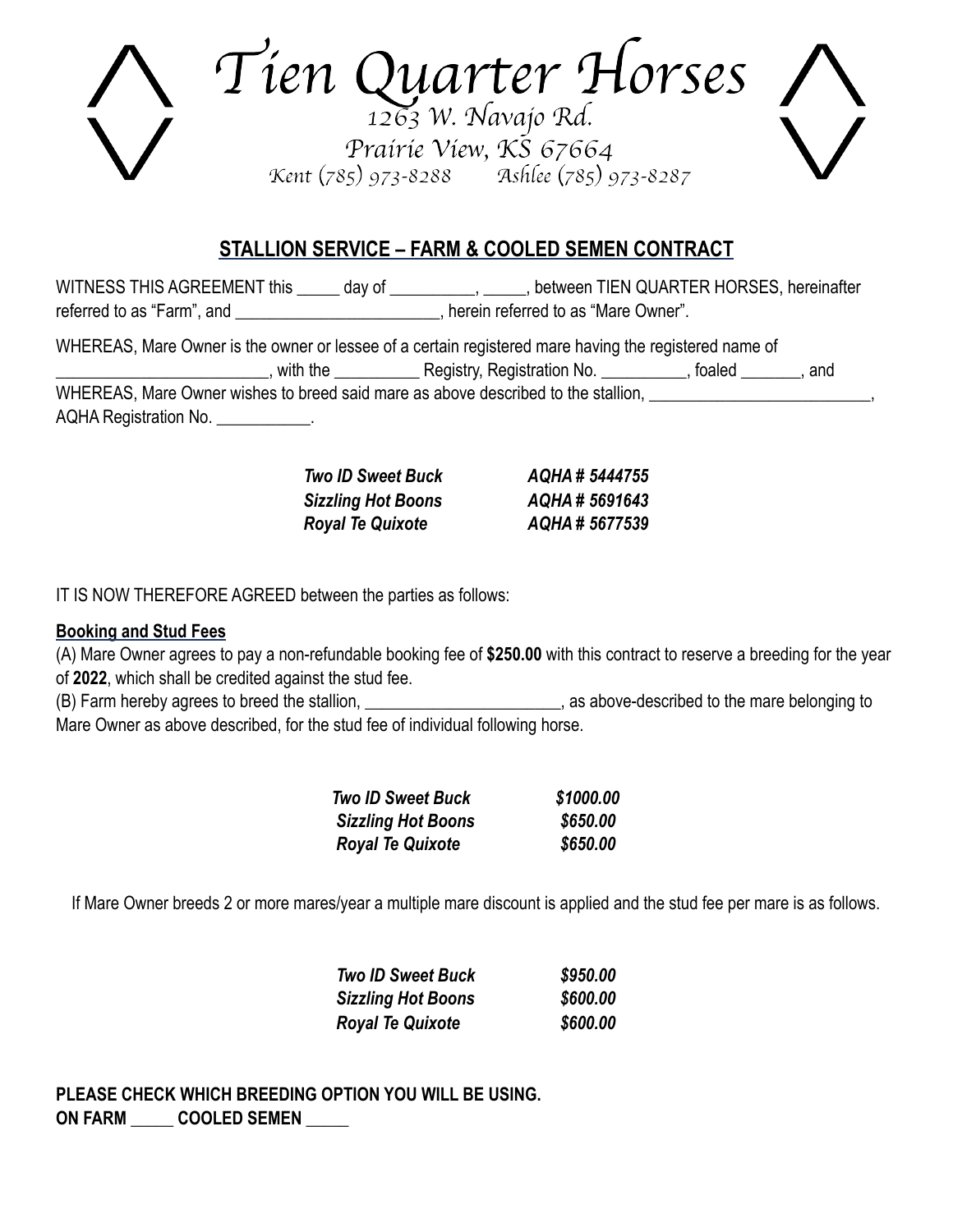# Tien Quarter Horses

1263 W. Navajo Rd.
Prairie View, KS 67664
Kent (785) 973-8288    Ashlee (785) 973-8287

## STALLION SERVICE – FARM & COOLED SEMEN CONTRACT

WITNESS THIS AGREEMENT this _____ day of __________, _____, between TIEN QUARTER HORSES, hereinafter referred to as "Farm", and ________________________, herein referred to as "Mare Owner".

WHEREAS, Mare Owner is the owner or lessee of a certain registered mare having the registered name of ________________________, with the __________ Registry, Registration No. __________, foaled _______, and
WHEREAS, Mare Owner wishes to breed said mare as above described to the stallion, __________________________, AQHA Registration No. ___________.

| | |
|---|---|
| ***Two ID Sweet Buck*** | ***AQHA # 5444755*** |
| ***Sizzling Hot Boons*** | ***AQHA # 5691643*** |
| ***Royal Te Quixote*** | ***AQHA # 5677539*** |

IT IS NOW THEREFORE AGREED between the parties as follows:

**Booking and Stud Fees**

(A) Mare Owner agrees to pay a non-refundable booking fee of **$250.00** with this contract to reserve a breeding for the year of **2022**, which shall be credited against the stud fee.
(B) Farm hereby agrees to breed the stallion, _______________________, as above-described to the mare belonging to Mare Owner as above described, for the stud fee of individual following horse.

| | |
|---|---|
| ***Two ID Sweet Buck*** | ***$1000.00*** |
| ***Sizzling Hot Boons*** | ***$650.00*** |
| ***Royal Te Quixote*** | ***$650.00*** |

If Mare Owner breeds 2 or more mares/year a multiple mare discount is applied and the stud fee per mare is as follows.

| | |
|---|---|
| ***Two ID Sweet Buck*** | ***$950.00*** |
| ***Sizzling Hot Boons*** | ***$600.00*** |
| ***Royal Te Quixote*** | ***$600.00*** |

**PLEASE CHECK WHICH BREEDING OPTION YOU WILL BE USING.**
**ON FARM _____ COOLED SEMEN _____**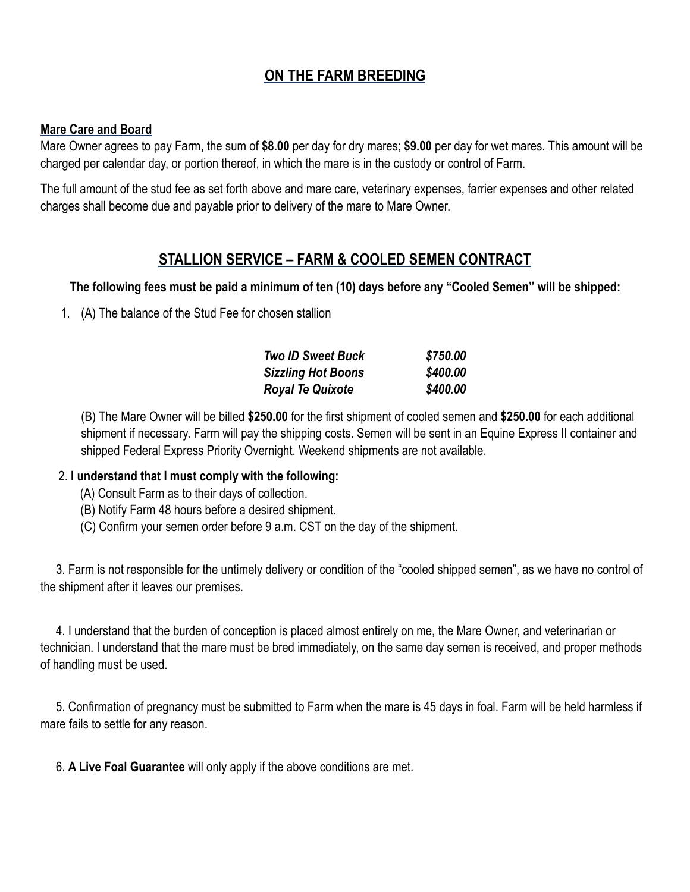## ON THE FARM BREEDING

**Mare Care and Board**

Mare Owner agrees to pay Farm, the sum of **$8.00** per day for dry mares; **$9.00** per day for wet mares. This amount will be charged per calendar day, or portion thereof, in which the mare is in the custody or control of Farm.

The full amount of the stud fee as set forth above and mare care, veterinary expenses, farrier expenses and other related charges shall become due and payable prior to delivery of the mare to Mare Owner.

## STALLION SERVICE – FARM & COOLED SEMEN CONTRACT

**The following fees must be paid a minimum of ten (10) days before any "Cooled Semen" will be shipped:**

1. (A) The balance of the Stud Fee for chosen stallion

   | | |
   |---|---|
   | ***Two ID Sweet Buck*** | ***$750.00*** |
   | ***Sizzling Hot Boons*** | ***$400.00*** |
   | ***Royal Te Quixote*** | ***$400.00*** |

   (B) The Mare Owner will be billed **$250.00** for the first shipment of cooled semen and **$250.00** for each additional shipment if necessary. Farm will pay the shipping costs. Semen will be sent in an Equine Express II container and shipped Federal Express Priority Overnight. Weekend shipments are not available.

2. **I understand that I must comply with the following:**
   (A) Consult Farm as to their days of collection.
   (B) Notify Farm 48 hours before a desired shipment.
   (C) Confirm your semen order before 9 a.m. CST on the day of the shipment.

3. Farm is not responsible for the untimely delivery or condition of the "cooled shipped semen", as we have no control of the shipment after it leaves our premises.

4. I understand that the burden of conception is placed almost entirely on me, the Mare Owner, and veterinarian or technician. I understand that the mare must be bred immediately, on the same day semen is received, and proper methods of handling must be used.

5. Confirmation of pregnancy must be submitted to Farm when the mare is 45 days in foal. Farm will be held harmless if mare fails to settle for any reason.

6. **A Live Foal Guarantee** will only apply if the above conditions are met.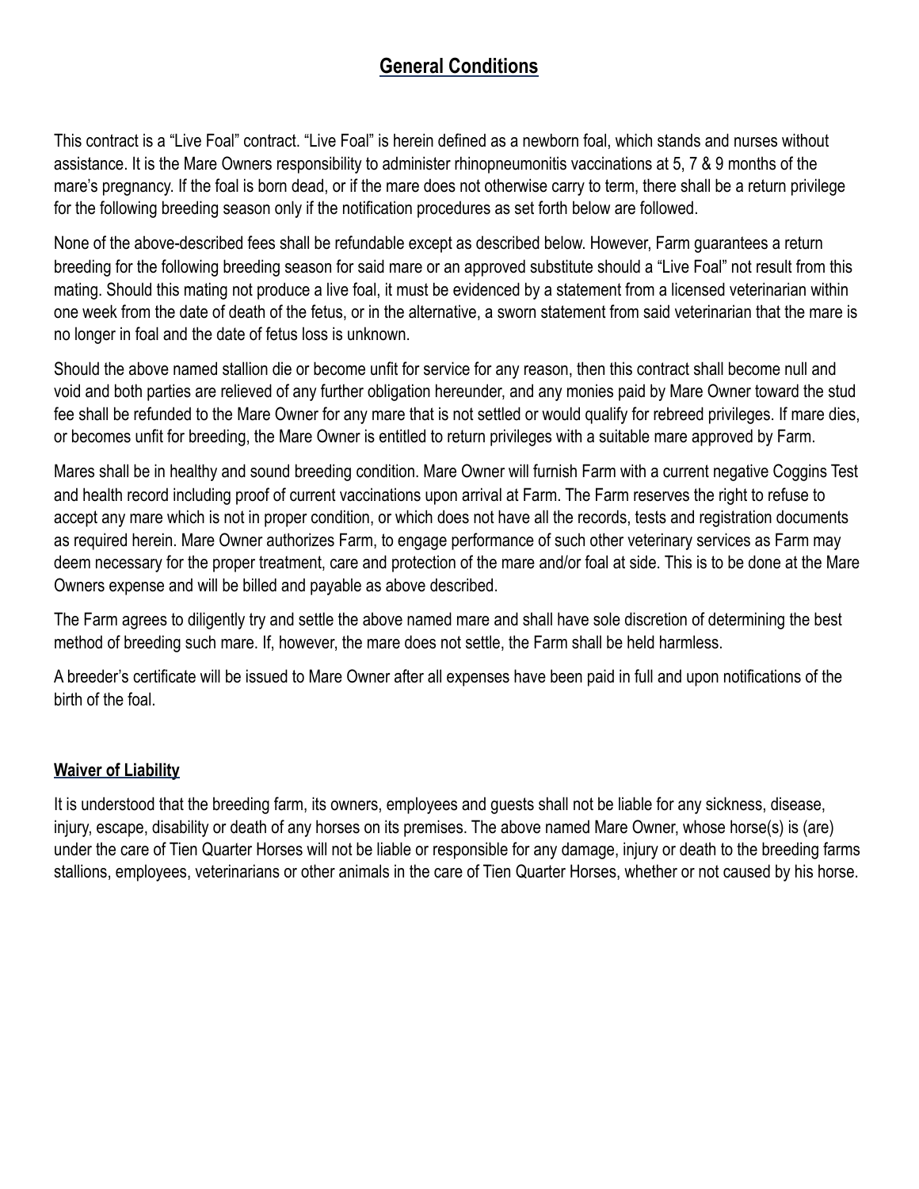## General Conditions

This contract is a "Live Foal" contract. "Live Foal" is herein defined as a newborn foal, which stands and nurses without assistance. It is the Mare Owners responsibility to administer rhinopneumonitis vaccinations at 5, 7 & 9 months of the mare's pregnancy. If the foal is born dead, or if the mare does not otherwise carry to term, there shall be a return privilege for the following breeding season only if the notification procedures as set forth below are followed.

None of the above-described fees shall be refundable except as described below. However, Farm guarantees a return breeding for the following breeding season for said mare or an approved substitute should a "Live Foal" not result from this mating. Should this mating not produce a live foal, it must be evidenced by a statement from a licensed veterinarian within one week from the date of death of the fetus, or in the alternative, a sworn statement from said veterinarian that the mare is no longer in foal and the date of fetus loss is unknown.

Should the above named stallion die or become unfit for service for any reason, then this contract shall become null and void and both parties are relieved of any further obligation hereunder, and any monies paid by Mare Owner toward the stud fee shall be refunded to the Mare Owner for any mare that is not settled or would qualify for rebreed privileges. If mare dies, or becomes unfit for breeding, the Mare Owner is entitled to return privileges with a suitable mare approved by Farm.

Mares shall be in healthy and sound breeding condition. Mare Owner will furnish Farm with a current negative Coggins Test and health record including proof of current vaccinations upon arrival at Farm. The Farm reserves the right to refuse to accept any mare which is not in proper condition, or which does not have all the records, tests and registration documents as required herein. Mare Owner authorizes Farm, to engage performance of such other veterinary services as Farm may deem necessary for the proper treatment, care and protection of the mare and/or foal at side. This is to be done at the Mare Owners expense and will be billed and payable as above described.

The Farm agrees to diligently try and settle the above named mare and shall have sole discretion of determining the best method of breeding such mare. If, however, the mare does not settle, the Farm shall be held harmless.

A breeder's certificate will be issued to Mare Owner after all expenses have been paid in full and upon notifications of the birth of the foal.

### Waiver of Liability

It is understood that the breeding farm, its owners, employees and guests shall not be liable for any sickness, disease, injury, escape, disability or death of any horses on its premises. The above named Mare Owner, whose horse(s) is (are) under the care of Tien Quarter Horses will not be liable or responsible for any damage, injury or death to the breeding farms stallions, employees, veterinarians or other animals in the care of Tien Quarter Horses, whether or not caused by his horse.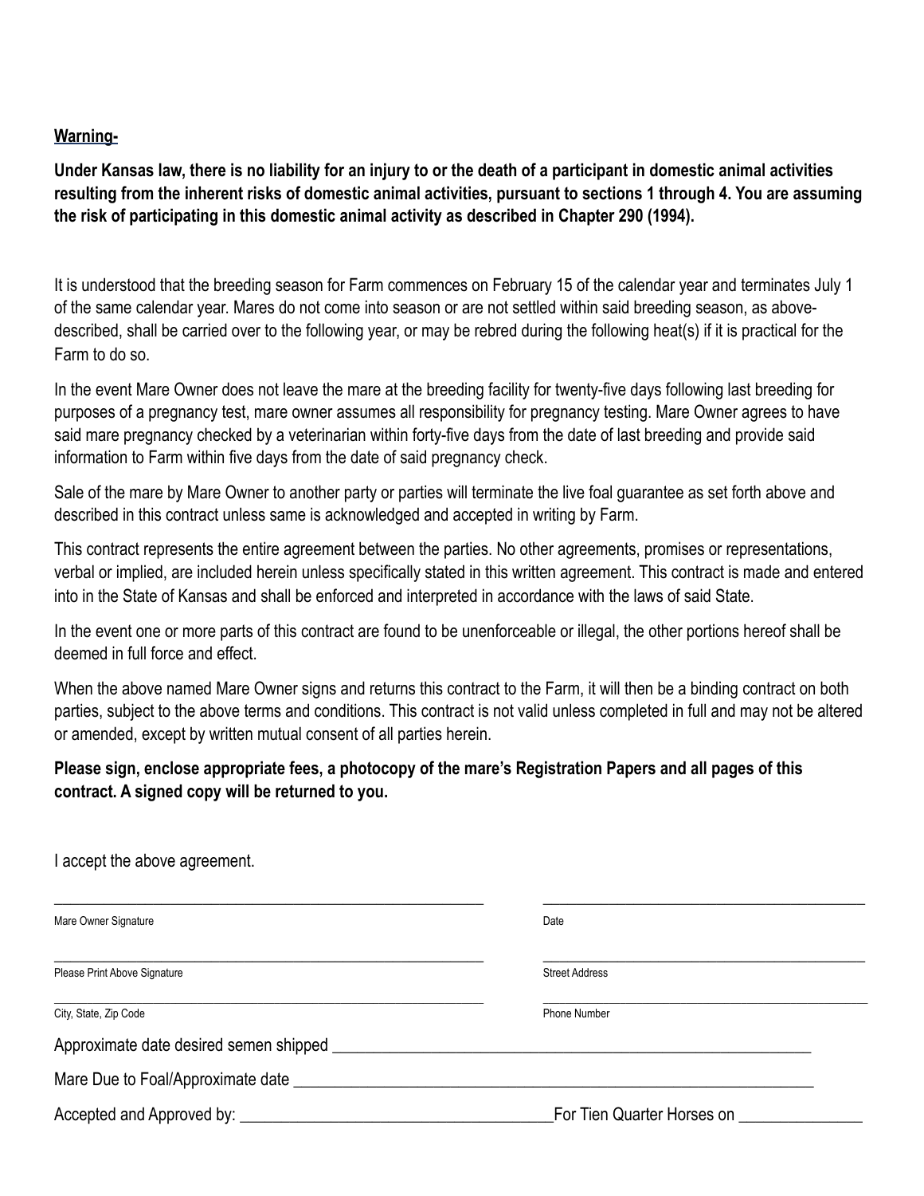**<u>Warning-</u>**

**Under Kansas law, there is no liability for an injury to or the death of a participant in domestic animal activities resulting from the inherent risks of domestic animal activities, pursuant to sections 1 through 4. You are assuming the risk of participating in this domestic animal activity as described in Chapter 290 (1994).**

It is understood that the breeding season for Farm commences on February 15 of the calendar year and terminates July 1 of the same calendar year. Mares do not come into season or are not settled within said breeding season, as above-described, shall be carried over to the following year, or may be rebred during the following heat(s) if it is practical for the Farm to do so.

In the event Mare Owner does not leave the mare at the breeding facility for twenty-five days following last breeding for purposes of a pregnancy test, mare owner assumes all responsibility for pregnancy testing. Mare Owner agrees to have said mare pregnancy checked by a veterinarian within forty-five days from the date of last breeding and provide said information to Farm within five days from the date of said pregnancy check.

Sale of the mare by Mare Owner to another party or parties will terminate the live foal guarantee as set forth above and described in this contract unless same is acknowledged and accepted in writing by Farm.

This contract represents the entire agreement between the parties. No other agreements, promises or representations, verbal or implied, are included herein unless specifically stated in this written agreement. This contract is made and entered into in the State of Kansas and shall be enforced and interpreted in accordance with the laws of said State.

In the event one or more parts of this contract are found to be unenforceable or illegal, the other portions hereof shall be deemed in full force and effect.

When the above named Mare Owner signs and returns this contract to the Farm, it will then be a binding contract on both parties, subject to the above terms and conditions. This contract is not valid unless completed in full and may not be altered or amended, except by written mutual consent of all parties herein.

**Please sign, enclose appropriate fees, a photocopy of the mare's Registration Papers and all pages of this contract. A signed copy will be returned to you.**

I accept the above agreement.

_______________________________________ _______________________________
Mare Owner Signature Date

_______________________________________ _______________________________
Please Print Above Signature Street Address

_______________________________________ _______________________________
City, State, Zip Code Phone Number

Approximate date desired semen shipped _______________________________________________

Mare Due to Foal/Approximate date _______________________________________________

Accepted and Approved by: ___________________________For Tien Quarter Horses on __________